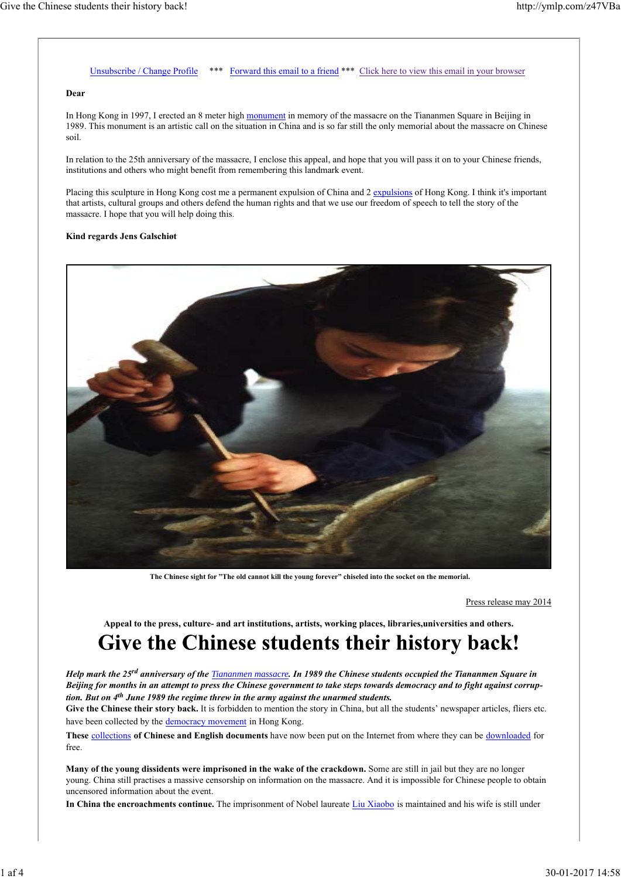Unsubscribe / Change Profile *** Forward this email to a friend *** Click here to view this email in your browser

**Dear**

In Hong Kong in 1997, I erected an 8 meter high monument in memory of the massacre on the Tiananmen Square in Beijing in 1989. This monument is an artistic call on the situation in China and is so far still the only memorial about the massacre on Chinese soil.

In relation to the 25th anniversary of the massacre, I enclose this appeal, and hope that you will pass it on to your Chinese friends, institutions and others who might benefit from remembering this landmark event.

Placing this sculpture in Hong Kong cost me a permanent expulsion of China and 2 expulsions of Hong Kong. I think it's important that artists, cultural groups and others defend the human rights and that we use our freedom of speech to tell the story of the massacre. I hope that you will help doing this.

**Kind regards Jens Galschiøt**

**The Chinese sight for "The old cannot kill the young forever" chiseled into the socket on the memorial.**

Press release may 2014

**Appeal to the press, culture- and art institutions, artists, working places, libraries,universities and others.**

# Give the Chinese students their history back!

***Help mark the 25rd anniversary of the Tiananmen massacre. In 1989 the Chinese students occupied the Tiananmen Square in Beijing for months in an attempt to press the Chinese government to take steps towards democracy and to fight against corruption. But on 4th June 1989 the regime threw in the army against the unarmed students.***

**Give the Chinese their story back.** It is forbidden to mention the story in China, but all the students' newspaper articles, fliers etc. have been collected by the democracy movement in Hong Kong.

**These** collections **of Chinese and English documents** have now been put on the Internet from where they can be downloaded for free.

**Many of the young dissidents were imprisoned in the wake of the crackdown.** Some are still in jail but they are no longer young. China still practises a massive censorship on information on the massacre. And it is impossible for Chinese people to obtain uncensored information about the event.

**In China the encroachments continue.** The imprisonment of Nobel laureate Liu Xiaobo is maintained and his wife is still under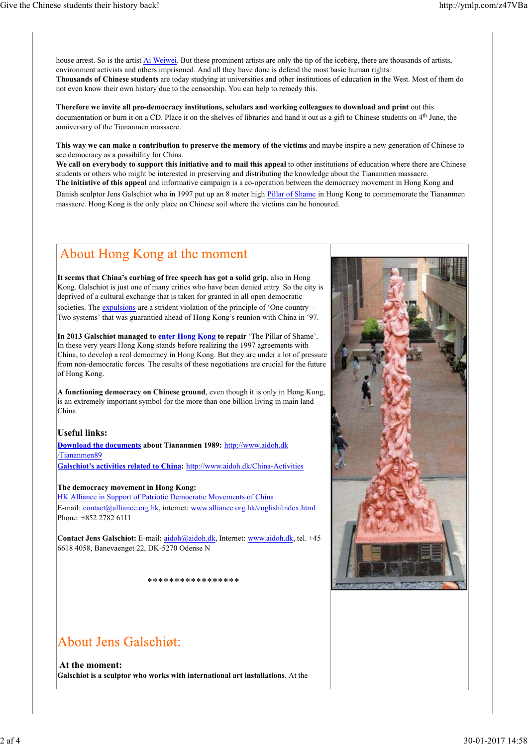house arrest. So is the artist Ai Weiwei. But these prominent artists are only the tip of the iceberg, there are thousands of artists, environment activists and others imprisoned. And all they have done is defend the most basic human rights.
**Thousands of Chinese students** are today studying at universities and other institutions of education in the West. Most of them do not even know their own history due to the censorship. You can help to remedy this.

**Therefore we invite all pro-democracy institutions, scholars and working colleagues to download and print** out this documentation or burn it on a CD. Place it on the shelves of libraries and hand it out as a gift to Chinese students on 4th June, the anniversary of the Tiananmen massacre.

**This way we can make a contribution to preserve the memory of the victims** and maybe inspire a new generation of Chinese to see democracy as a possibility for China.
**We call on everybody to support this initiative and to mail this appeal** to other institutions of education where there are Chinese students or others who might be interested in preserving and distributing the knowledge about the Tiananmen massacre.
**The initiative of this appeal** and informative campaign is a co-operation between the democracy movement in Hong Kong and Danish sculptor Jens Galschiot who in 1997 put up an 8 meter high Pillar of Shame in Hong Kong to commemorate the Tiananmen massacre. Hong Kong is the only place on Chinese soil where the victims can be honoured.

## About Hong Kong at the moment

**It seems that China's curbing of free speech has got a solid grip**, also in Hong Kong. Galschiot is just one of many critics who have been denied entry. So the city is deprived of a cultural exchange that is taken for granted in all open democratic societies. The expulsions are a strident violation of the principle of 'One country – Two systems' that was guarantied ahead of Hong Kong's reunion with China in '97.

**In 2013 Galschiøt managed to enter Hong Kong to repair** 'The Pillar of Shame'. In these very years Hong Kong stands before realizing the 1997 agreements with China, to develop a real democracy in Hong Kong. But they are under a lot of pressure from non-democratic forces. The results of these negotiations are crucial for the future of Hong Kong.

**A functioning democracy on Chinese ground**, even though it is only in Hong Kong, is an extremely important symbol for the more than one billion living in main land China.

### Useful links:

**Download the documents about Tiananmen 1989:** http://www.aidoh.dk/Tiananmen89
**Galschiot's activities related to China:** http://www.aidoh.dk/China-Activities

**The democracy movement in Hong Kong:**
HK Alliance in Support of Patriotic Democratic Movements of China
E-mail: contact@alliance.org.hk, internet: www.alliance.org.hk/english/index.html
Phone: +852 2782 6111

**Contact Jens Galschiot:** E-mail: aidoh@aidoh.dk, Internet: www.aidoh.dk, tel. +45 6618 4058, Banevaenget 22, DK-5270 Odense N

*****************

## About Jens Galschiøt:

### At the moment:

**Galschiøt is a sculptor who works with international art installations**. At the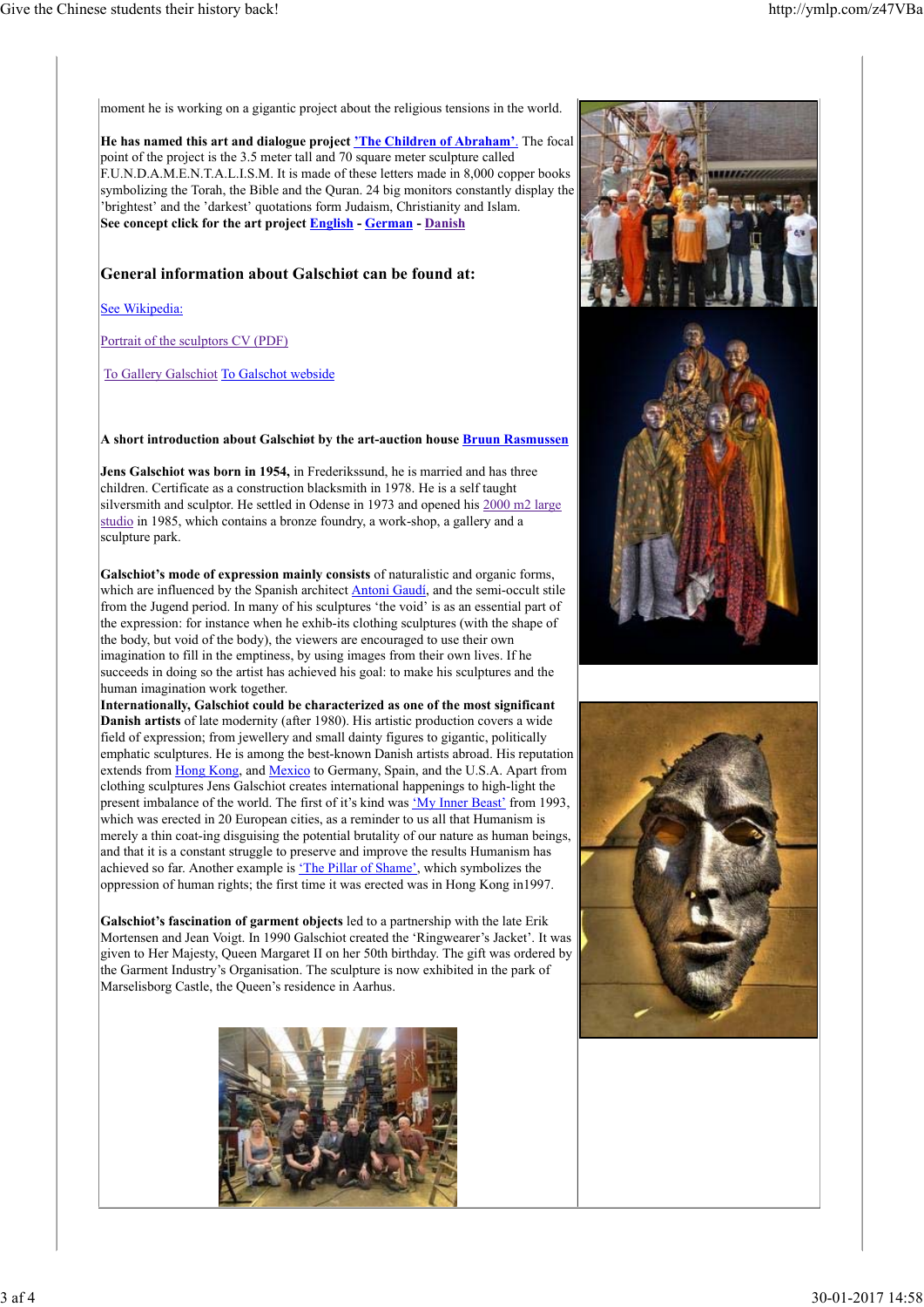moment he is working on a gigantic project about the religious tensions in the world.

**He has named this art and dialogue project 'The Children of Abraham'.** The focal point of the project is the 3.5 meter tall and 70 square meter sculpture called F.U.N.D.A.M.E.N.T.A.L.I.S.M. It is made of these letters made in 8,000 copper books symbolizing the Torah, the Bible and the Quran. 24 big monitors constantly display the 'brightest' and the 'darkest' quotations form Judaism, Christianity and Islam.
**See concept click for the art project English - German - Danish**

## General information about Galschiøt can be found at:

See Wikipedia:

Portrait of the sculptors CV (PDF)

To Gallery Galschiot To Galschot webside

**A short introduction about Galschiøt by the art-auction house Bruun Rasmussen**

**Jens Galschiot was born in 1954,** in Frederikssund, he is married and has three children. Certificate as a construction blacksmith in 1978. He is a self taught silversmith and sculptor. He settled in Odense in 1973 and opened his 2000 m2 large studio in 1985, which contains a bronze foundry, a work-shop, a gallery and a sculpture park.

**Galschiot's mode of expression mainly consists** of naturalistic and organic forms, which are influenced by the Spanish architect Antoni Gaudí, and the semi-occult stile from the Jugend period. In many of his sculptures 'the void' is as an essential part of the expression: for instance when he exhib-its clothing sculptures (with the shape of the body, but void of the body), the viewers are encouraged to use their own imagination to fill in the emptiness, by using images from their own lives. If he succeeds in doing so the artist has achieved his goal: to make his sculptures and the human imagination work together.
**Internationally, Galschiot could be characterized as one of the most significant Danish artists** of late modernity (after 1980). His artistic production covers a wide field of expression; from jewellery and small dainty figures to gigantic, politically emphatic sculptures. He is among the best-known Danish artists abroad. His reputation extends from Hong Kong, and Mexico to Germany, Spain, and the U.S.A. Apart from clothing sculptures Jens Galschiot creates international happenings to high-light the present imbalance of the world. The first of it's kind was 'My Inner Beast' from 1993, which was erected in 20 European cities, as a reminder to us all that Humanism is merely a thin coat-ing disguising the potential brutality of our nature as human beings, and that it is a constant struggle to preserve and improve the results Humanism has achieved so far. Another example is 'The Pillar of Shame', which symbolizes the oppression of human rights; the first time it was erected was in Hong Kong in1997.

**Galschiot's fascination of garment objects** led to a partnership with the late Erik Mortensen and Jean Voigt. In 1990 Galschiot created the 'Ringwearer's Jacket'. It was given to Her Majesty, Queen Margaret II on her 50th birthday. The gift was ordered by the Garment Industry's Organisation. The sculpture is now exhibited in the park of Marselisborg Castle, the Queen's residence in Aarhus.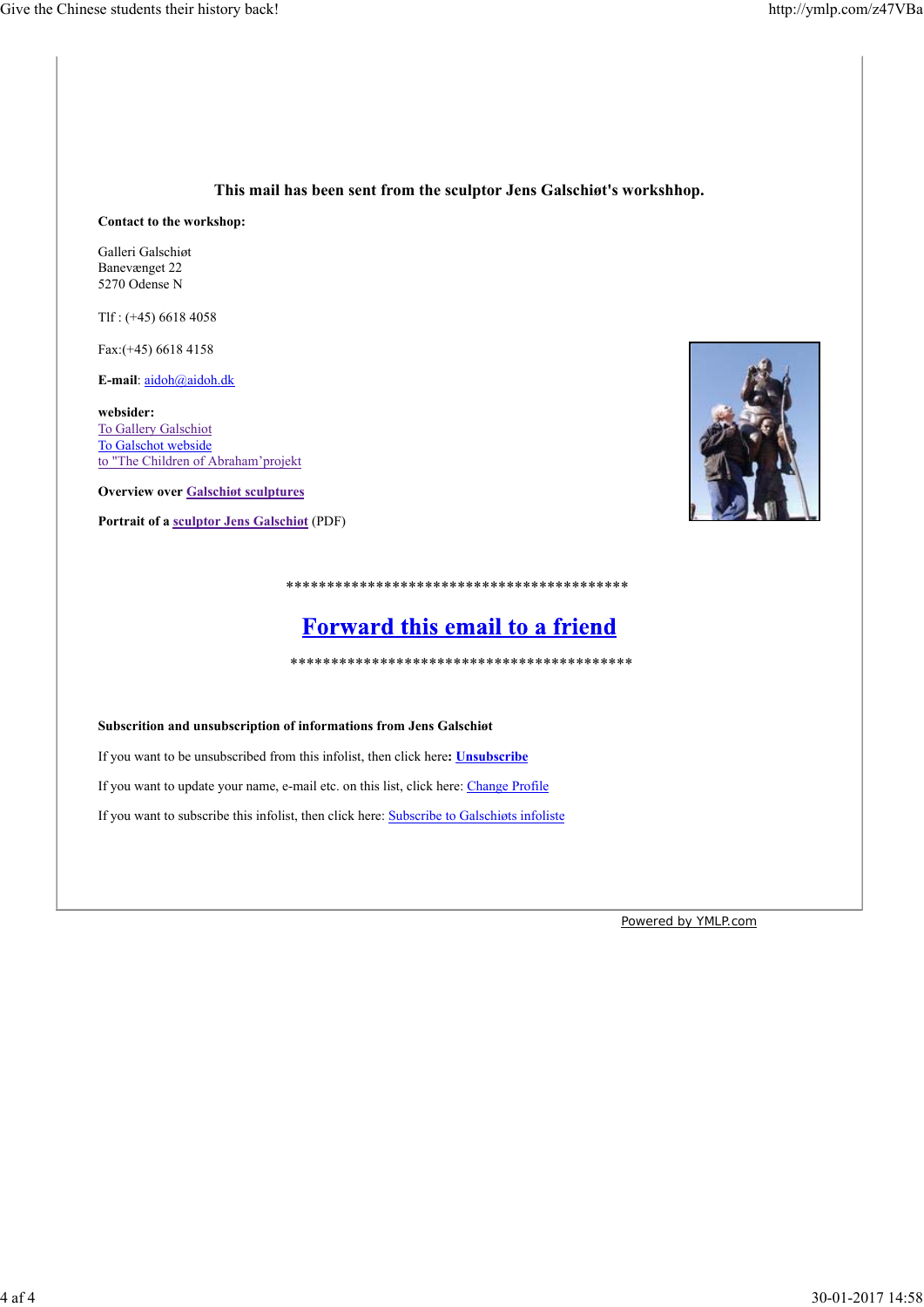### This mail has been sent from the sculptor Jens Galschiøt's workshhop.

**Contact to the workshop:**

Galleri Galschiøt
Banevænget 22
5270 Odense N

Tlf : (+45) 6618 4058

Fax:(+45) 6618 4158

**E-mail**: aidoh@aidoh.dk

**websider:**
To Gallery Galschiot
To Galschot webside
to "The Children of Abraham'projekt

**Overview over Galschiøt sculptures**

**Portrait of a sculptor Jens Galschiøt** (PDF)

******************************************

## Forward this email to a friend

******************************************

**Subscrition and unsubscription of informations from Jens Galschiøt**

If you want to be unsubscribed from this infolist, then click here**: Unsubscribe**

If you want to update your name, e-mail etc. on this list, click here: Change Profile

If you want to subscribe this infolist, then click here: Subscribe to Galschiøts infoliste

Powered by YMLP.com